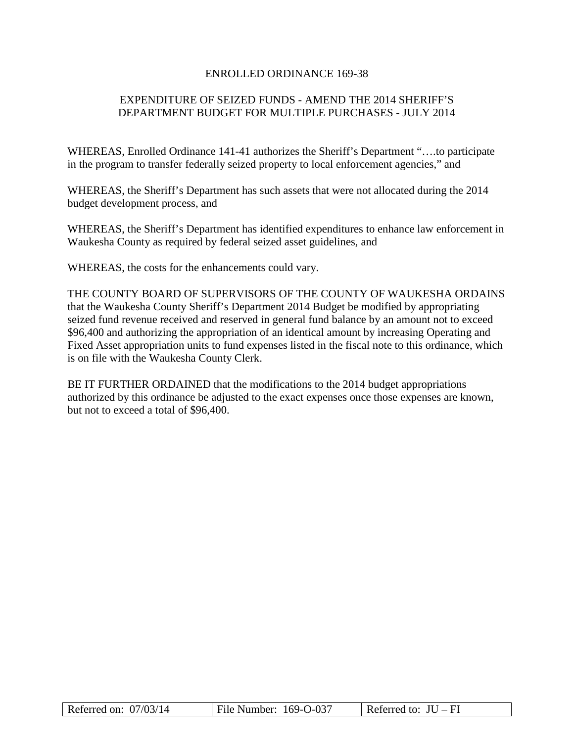# ENROLLED ORDINANCE 169-38

## EXPENDITURE OF SEIZED FUNDS - AMEND THE 2014 SHERIFF'S DEPARTMENT BUDGET FOR MULTIPLE PURCHASES - JULY 2014

WHEREAS, Enrolled Ordinance 141-41 authorizes the Sheriff's Department "….to participate in the program to transfer federally seized property to local enforcement agencies," and

WHEREAS, the Sheriff's Department has such assets that were not allocated during the 2014 budget development process, and

WHEREAS, the Sheriff's Department has identified expenditures to enhance law enforcement in Waukesha County as required by federal seized asset guidelines, and

WHEREAS, the costs for the enhancements could vary.

THE COUNTY BOARD OF SUPERVISORS OF THE COUNTY OF WAUKESHA ORDAINS that the Waukesha County Sheriff's Department 2014 Budget be modified by appropriating seized fund revenue received and reserved in general fund balance by an amount not to exceed $96,400 and authorizing the appropriation of an identical amount by increasing Operating and Fixed Asset appropriation units to fund expenses listed in the fiscal note to this ordinance, which is on file with the Waukesha County Clerk.

BE IT FURTHER ORDAINED that the modifications to the 2014 budget appropriations authorized by this ordinance be adjusted to the exact expenses once those expenses are known, but not to exceed a total of $96,400.

| Referred on: 07/03/14 | File Number: 169-O-037 | Referred to: JU – FI |
|---|---|---|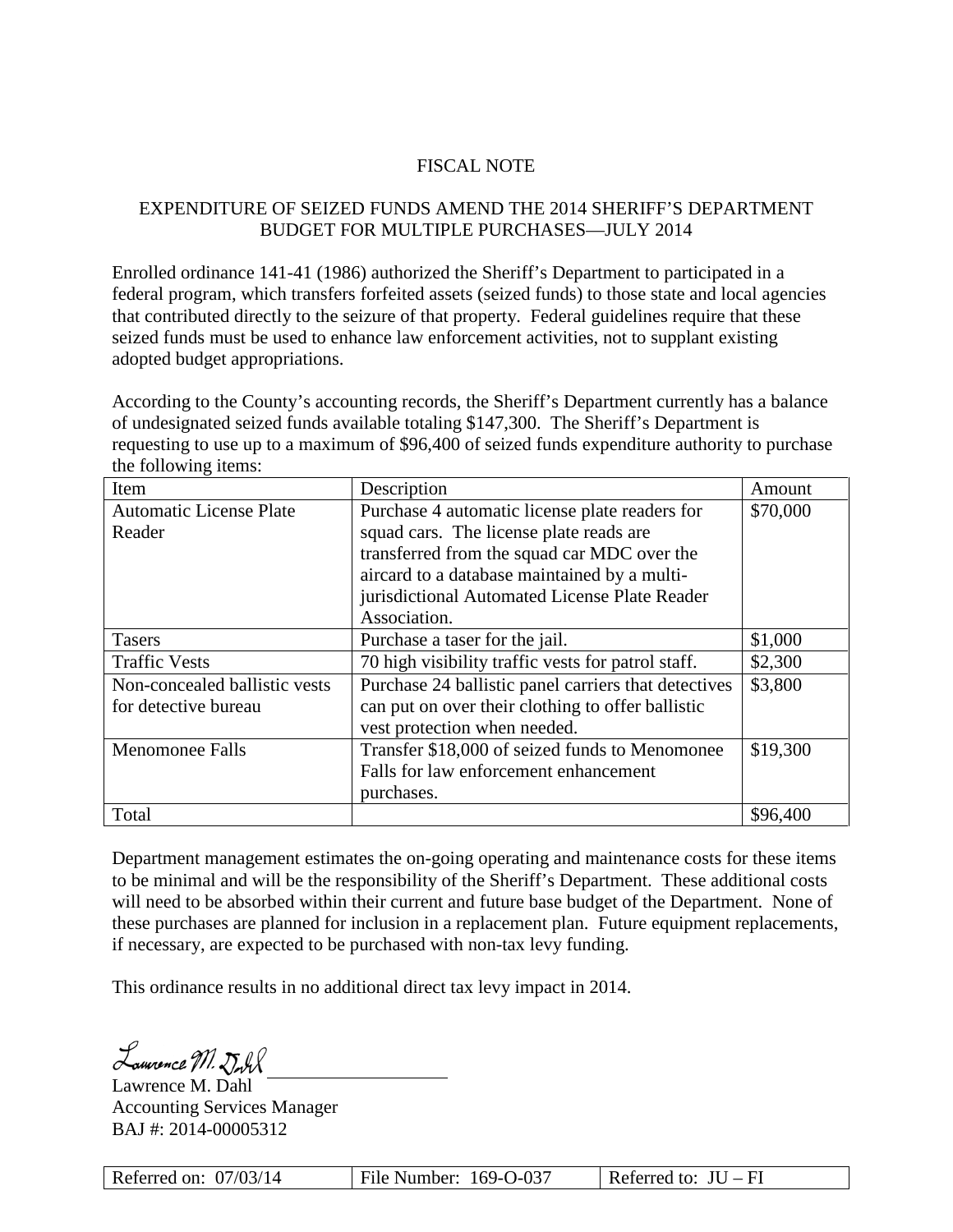# FISCAL NOTE

## EXPENDITURE OF SEIZED FUNDS AMEND THE 2014 SHERIFF'S DEPARTMENT BUDGET FOR MULTIPLE PURCHASES—JULY 2014

Enrolled ordinance 141-41 (1986) authorized the Sheriff's Department to participated in a federal program, which transfers forfeited assets (seized funds) to those state and local agencies that contributed directly to the seizure of that property. Federal guidelines require that these seized funds must be used to enhance law enforcement activities, not to supplant existing adopted budget appropriations.

According to the County's accounting records, the Sheriff's Department currently has a balance of undesignated seized funds available totaling $147,300. The Sheriff's Department is requesting to use up to a maximum of $96,400 of seized funds expenditure authority to purchase the following items:

| Item | Description | Amount |
|---|---|---|
| Automatic License Plate Reader | Purchase 4 automatic license plate readers for squad cars. The license plate reads are transferred from the squad car MDC over the aircard to a database maintained by a multi-jurisdictional Automated License Plate Reader Association. | $70,000 |
| Tasers | Purchase a taser for the jail. | $1,000 |
| Traffic Vests | 70 high visibility traffic vests for patrol staff. | $2,300 |
| Non-concealed ballistic vests for detective bureau | Purchase 24 ballistic panel carriers that detectives can put on over their clothing to offer ballistic vest protection when needed. | $3,800 |
| Menomonee Falls | Transfer $18,000 of seized funds to Menomonee Falls for law enforcement enhancement purchases. | $19,300 |
| Total | | $96,400 |

Department management estimates the on-going operating and maintenance costs for these items to be minimal and will be the responsibility of the Sheriff's Department. These additional costs will need to be absorbed within their current and future base budget of the Department. None of these purchases are planned for inclusion in a replacement plan. Future equipment replacements, if necessary, are expected to be purchased with non-tax levy funding.

This ordinance results in no additional direct tax levy impact in 2014.

Lawrence M. Dahl
Lawrence M. Dahl
Accounting Services Manager
BAJ #: 2014-00005312

| Referred on: 07/03/14 | File Number: 169-O-037 | Referred to: JU – FI |
|---|---|---|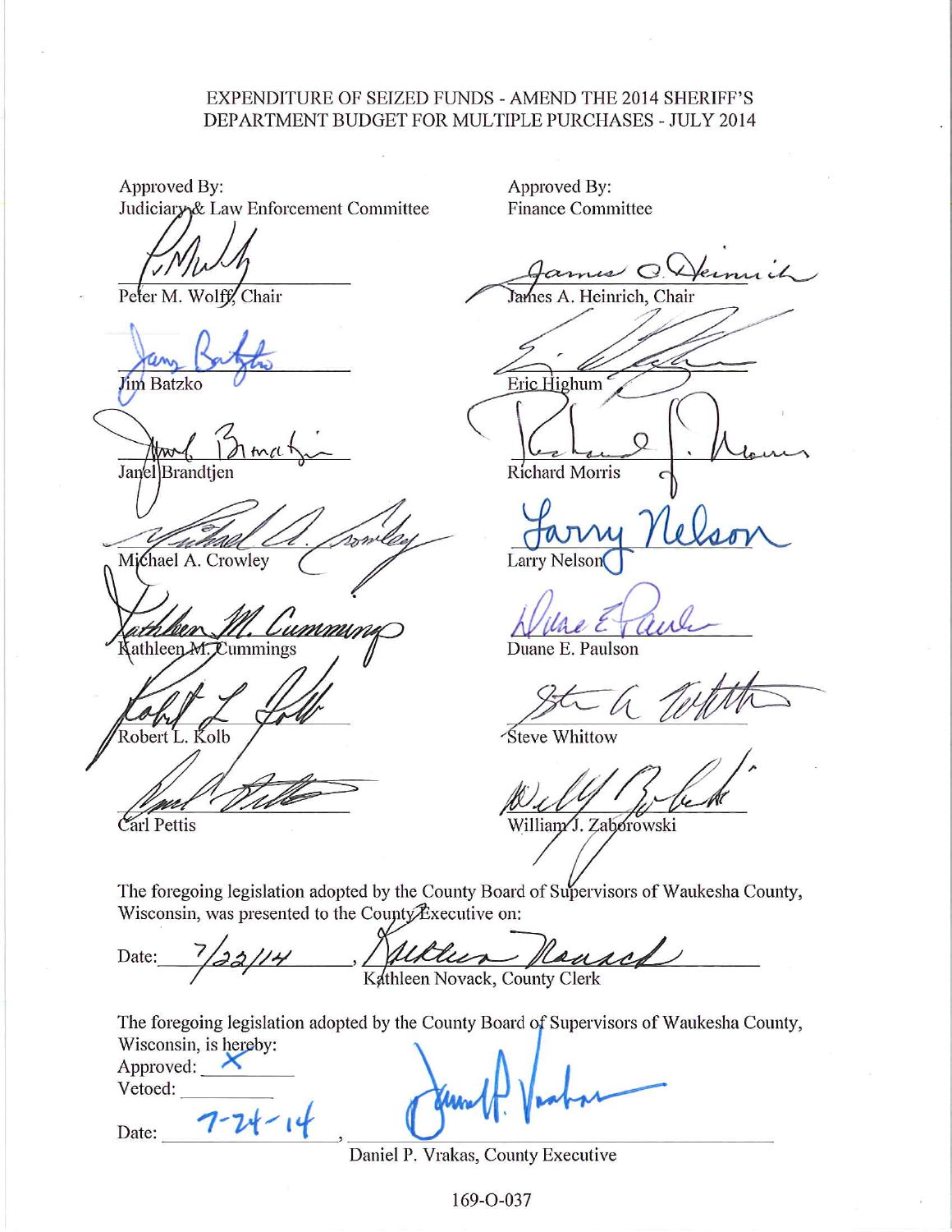EXPENDITURE OF SEIZED FUNDS - AMEND THE 2014 SHERIFF'S DEPARTMENT BUDGET FOR MULTIPLE PURCHASES - JULY 2014

Approved By:
Judiciary & Law Enforcement Committee

Peter M. Wolff, Chair

Jim Batzko

Janel Brandtjen

Michael A. Crowley

Kathleen M. Cummings

Robert L. Kolb

Carl Pettis

Approved By:
Finance Committee

James A. Heinrich, Chair

Eric Highum

Richard Morris

Larry Nelson

Duane E. Paulson

Steve Whittow

William J. Zaborowski

The foregoing legislation adopted by the County Board of Supervisors of Waukesha County, Wisconsin, was presented to the County Executive on:

Date: 7/22/14, Kathleen Novack, County Clerk

The foregoing legislation adopted by the County Board of Supervisors of Waukesha County, Wisconsin, is hereby:

Approved: X

Vetoed: \_\_\_\_\_\_\_\_

Date: 7-24-14, Daniel P. Vrakas, County Executive

169-O-037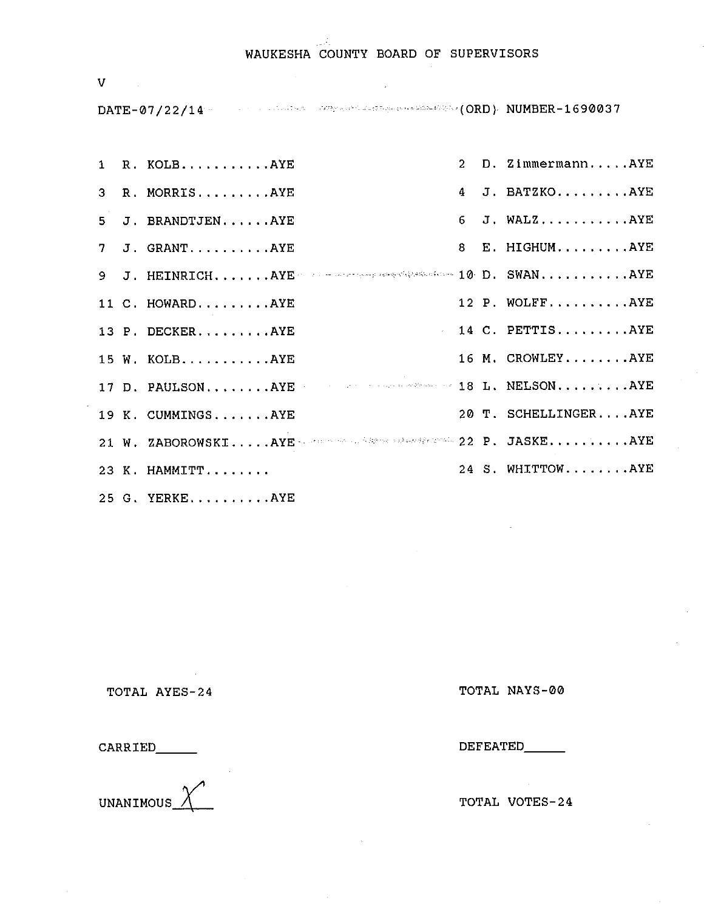# WAUKESHA COUNTY BOARD OF SUPERVISORS

V

DATE-07/22/14 (ORD) NUMBER-1690037

| | | | |
|---|---|---|---|
| 1 | R. KOLB...........AYE | 2 | D. Zimmermann.....AYE |
| 3 | R. MORRIS.........AYE | 4 | J. BATZKO.........AYE |
| 5 | J. BRANDTJEN......AYE | 6 | J. WALZ...........AYE |
| 7 | J. GRANT..........AYE | 8 | E. HIGHUM.........AYE |
| 9 | J. HEINRICH.......AYE | 10 | D. SWAN...........AYE |
| 11 | C. HOWARD.........AYE | 12 | P. WOLFF..........AYE |
| 13 | P. DECKER.........AYE | 14 | C. PETTIS.........AYE |
| 15 | W. KOLB...........AYE | 16 | M. CROWLEY........AYE |
| 17 | D. PAULSON........AYE | 18 | L. NELSON.........AYE |
| 19 | K. CUMMINGS.......AYE | 20 | T. SCHELLINGER....AYE |
| 21 | W. ZABOROWSKI.....AYE | 22 | P. JASKE..........AYE |
| 23 | K. HAMMITT........ | 24 | S. WHITTOW........AYE |
| 25 | G. YERKE..........AYE | | |

TOTAL AYES-24

TOTAL NAYS-00

CARRIED______

DEFEATED______

UNANIMOUS__X__

TOTAL VOTES-24